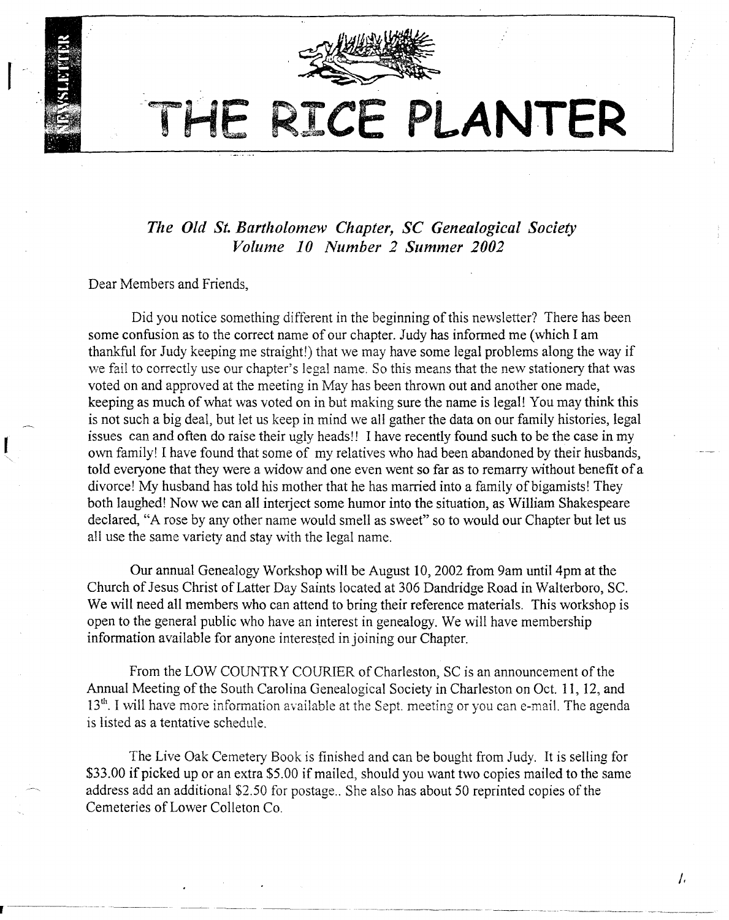# THE RICE PLANTER

*The Old St. Bartholomew Chapter, SC Genealogical Society*
*Volume 10 Number 2 Summer 2002*

Dear Members and Friends,

Did you notice something different in the beginning of this newsletter? There has been some confusion as to the correct name of our chapter. Judy has informed me (which I am thankful for Judy keeping me straight!) that we may have some legal problems along the way if we fail to correctly use our chapter's legal name. So this means that the new stationery that was voted on and approved at the meeting in May has been thrown out and another one made, keeping as much of what was voted on in but making sure the name is legal! You may think this is not such a big deal, but let us keep in mind we all gather the data on our family histories, legal issues can and often do raise their ugly heads!! I have recently found such to be the case in my own family! I have found that some of my relatives who had been abandoned by their husbands, told everyone that they were a widow and one even went so far as to remarry without benefit of a divorce! My husband has told his mother that he has married into a family of bigamists! They both laughed! Now we can all interject some humor into the situation, as William Shakespeare declared, "A rose by any other name would smell as sweet" so to would our Chapter but let us all use the same variety and stay with the legal name.

Our annual Genealogy Workshop will be August 10, 2002 from 9am until 4pm at the Church of Jesus Christ of Latter Day Saints located at 306 Dandridge Road in Walterboro, SC. We will need all members who can attend to bring their reference materials. This workshop is open to the general public who have an interest in genealogy. We will have membership information available for anyone interested in joining our Chapter.

From the LOW COUNTRY COURIER of Charleston, SC is an announcement of the Annual Meeting of the South Carolina Genealogical Society in Charleston on Oct. 11, 12, and 13th. I will have more information available at the Sept. meeting or you can e-mail. The agenda is listed as a tentative schedule.

The Live Oak Cemetery Book is finished and can be bought from Judy. It is selling for $33.00 if picked up or an extra $5.00 if mailed, should you want two copies mailed to the same address add an additional $2.50 for postage.. She also has about 50 reprinted copies of the Cemeteries of Lower Colleton Co.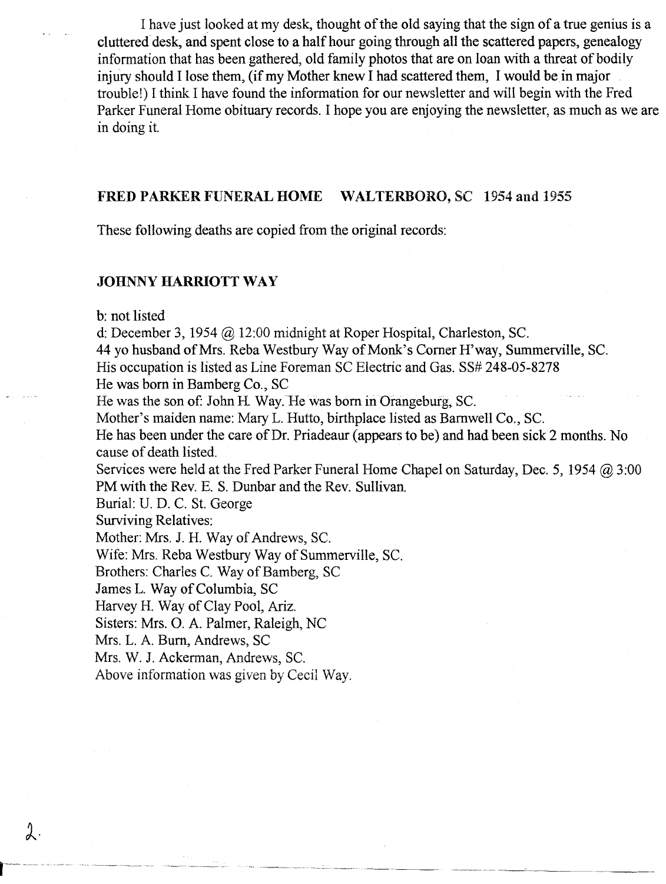I have just looked at my desk, thought of the old saying that the sign of a true genius is a cluttered desk, and spent close to a half hour going through all the scattered papers, genealogy information that has been gathered, old family photos that are on loan with a threat of bodily injury should I lose them, (if my Mother knew I had scattered them, I would be in major trouble!) I think I have found the information for our newsletter and will begin with the Fred Parker Funeral Home obituary records. I hope you are enjoying the newsletter, as much as we are in doing it.

## FRED PARKER FUNERAL HOME WALTERBORO, SC 1954 and 1955

These following deaths are copied from the original records:

### JOHNNY HARRIOTT WAY

b: not listed
d: December 3, 1954 @ 12:00 midnight at Roper Hospital, Charleston, SC.
44 yo husband of Mrs. Reba Westbury Way of Monk's Corner H'way, Summerville, SC.
His occupation is listed as Line Foreman SC Electric and Gas. SS# 248-05-8278
He was born in Bamberg Co., SC
He was the son of: John H. Way. He was born in Orangeburg, SC.
Mother's maiden name: Mary L. Hutto, birthplace listed as Barnwell Co., SC.
He has been under the care of Dr. Priadeaur (appears to be) and had been sick 2 months. No cause of death listed.
Services were held at the Fred Parker Funeral Home Chapel on Saturday, Dec. 5, 1954 @ 3:00 PM with the Rev. E. S. Dunbar and the Rev. Sullivan.
Burial: U. D. C. St. George
Surviving Relatives:
Mother: Mrs. J. H. Way of Andrews, SC.
Wife: Mrs. Reba Westbury Way of Summerville, SC.
Brothers: Charles C. Way of Bamberg, SC
James L. Way of Columbia, SC
Harvey H. Way of Clay Pool, Ariz.
Sisters: Mrs. O. A. Palmer, Raleigh, NC
Mrs. L. A. Burn, Andrews, SC
Mrs. W. J. Ackerman, Andrews, SC.
Above information was given by Cecil Way.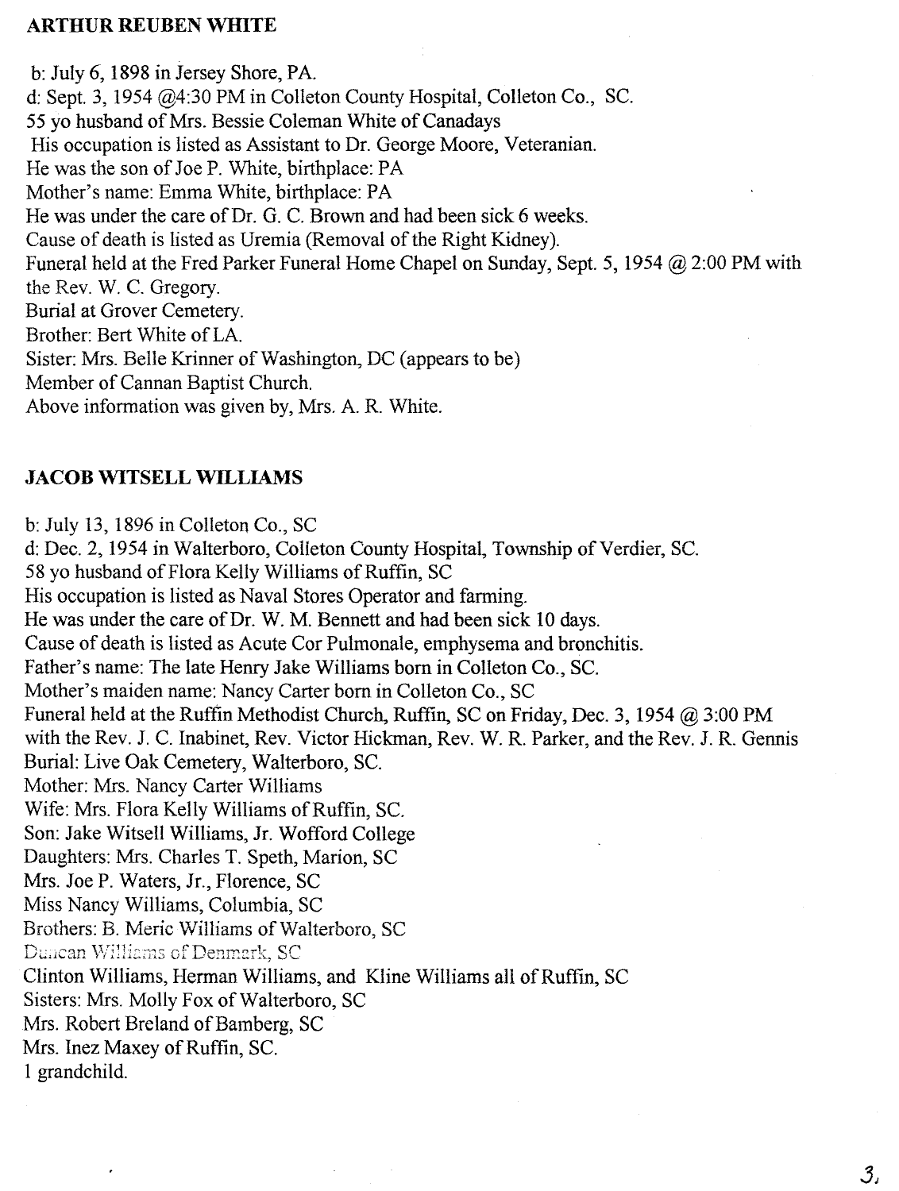## ARTHUR REUBEN WHITE

b: July 6, 1898 in Jersey Shore, PA.
d: Sept. 3, 1954 @4:30 PM in Colleton County Hospital, Colleton Co., SC.
55 yo husband of Mrs. Bessie Coleman White of Canadays
His occupation is listed as Assistant to Dr. George Moore, Veteranian.
He was the son of Joe P. White, birthplace: PA
Mother's name: Emma White, birthplace: PA
He was under the care of Dr. G. C. Brown and had been sick 6 weeks.
Cause of death is listed as Uremia (Removal of the Right Kidney).
Funeral held at the Fred Parker Funeral Home Chapel on Sunday, Sept. 5, 1954 @ 2:00 PM with the Rev. W. C. Gregory.
Burial at Grover Cemetery.
Brother: Bert White of LA.
Sister: Mrs. Belle Krinner of Washington, DC (appears to be)
Member of Cannan Baptist Church.
Above information was given by, Mrs. A. R. White.

## JACOB WITSELL WILLIAMS

b: July 13, 1896 in Colleton Co., SC
d: Dec. 2, 1954 in Walterboro, Colleton County Hospital, Township of Verdier, SC.
58 yo husband of Flora Kelly Williams of Ruffin, SC
His occupation is listed as Naval Stores Operator and farming.
He was under the care of Dr. W. M. Bennett and had been sick 10 days.
Cause of death is listed as Acute Cor Pulmonale, emphysema and bronchitis.
Father's name: The late Henry Jake Williams born in Colleton Co., SC.
Mother's maiden name: Nancy Carter born in Colleton Co., SC
Funeral held at the Ruffin Methodist Church, Ruffin, SC on Friday, Dec. 3, 1954 @ 3:00 PM with the Rev. J. C. Inabinet, Rev. Victor Hickman, Rev. W. R. Parker, and the Rev. J. R. Gennis
Burial: Live Oak Cemetery, Walterboro, SC.
Mother: Mrs. Nancy Carter Williams
Wife: Mrs. Flora Kelly Williams of Ruffin, SC.
Son: Jake Witsell Williams, Jr. Wofford College
Daughters: Mrs. Charles T. Speth, Marion, SC
Mrs. Joe P. Waters, Jr., Florence, SC
Miss Nancy Williams, Columbia, SC
Brothers: B. Meric Williams of Walterboro, SC
Duncan Williams of Denmark, SC
Clinton Williams, Herman Williams, and Kline Williams all of Ruffin, SC
Sisters: Mrs. Molly Fox of Walterboro, SC
Mrs. Robert Breland of Bamberg, SC
Mrs. Inez Maxey of Ruffin, SC.
1 grandchild.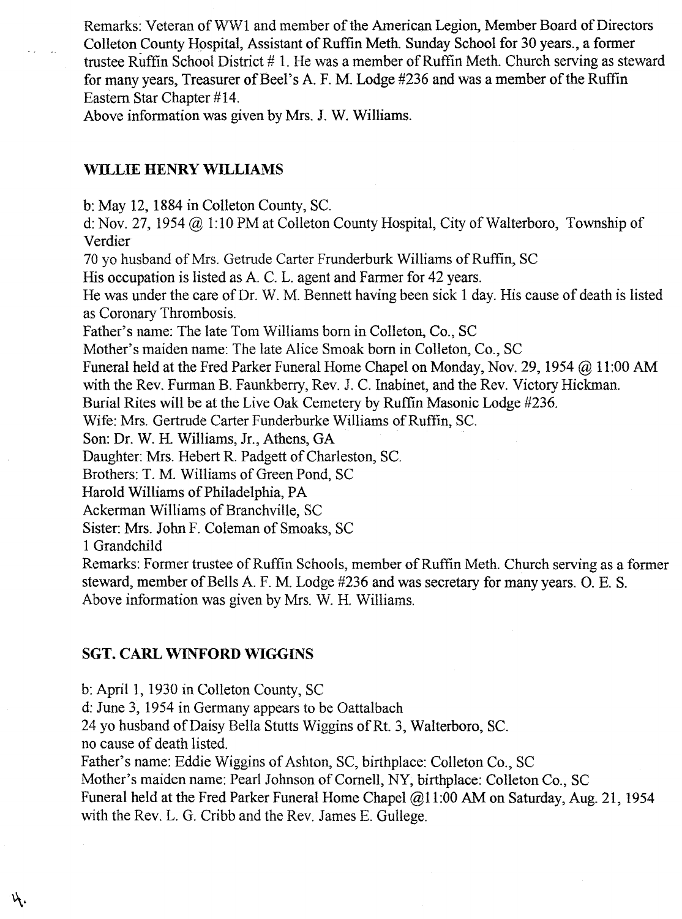Remarks: Veteran of WW1 and member of the American Legion, Member Board of Directors Colleton County Hospital, Assistant of Ruffin Meth. Sunday School for 30 years., a former trustee Ruffin School District # 1. He was a member of Ruffin Meth. Church serving as steward for many years, Treasurer of Beel's A. F. M. Lodge #236 and was a member of the Ruffin Eastern Star Chapter #14.
Above information was given by Mrs. J. W. Williams.

### WILLIE HENRY WILLIAMS

b: May 12, 1884 in Colleton County, SC.
d: Nov. 27, 1954 @ 1:10 PM at Colleton County Hospital, City of Walterboro, Township of Verdier
70 yo husband of Mrs. Getrude Carter Frunderburk Williams of Ruffin, SC
His occupation is listed as A. C. L. agent and Farmer for 42 years.
He was under the care of Dr. W. M. Bennett having been sick 1 day. His cause of death is listed as Coronary Thrombosis.
Father's name: The late Tom Williams born in Colleton, Co., SC
Mother's maiden name: The late Alice Smoak born in Colleton, Co., SC
Funeral held at the Fred Parker Funeral Home Chapel on Monday, Nov. 29, 1954 @ 11:00 AM with the Rev. Furman B. Faunkberry, Rev. J. C. Inabinet, and the Rev. Victory Hickman.
Burial Rites will be at the Live Oak Cemetery by Ruffin Masonic Lodge #236.
Wife: Mrs. Gertrude Carter Funderburke Williams of Ruffin, SC.
Son: Dr. W. H. Williams, Jr., Athens, GA
Daughter: Mrs. Hebert R. Padgett of Charleston, SC.
Brothers: T. M. Williams of Green Pond, SC
Harold Williams of Philadelphia, PA
Ackerman Williams of Branchville, SC
Sister: Mrs. John F. Coleman of Smoaks, SC
1 Grandchild
Remarks: Former trustee of Ruffin Schools, member of Ruffin Meth. Church serving as a former steward, member of Bells A. F. M. Lodge #236 and was secretary for many years. O. E. S.
Above information was given by Mrs. W. H. Williams.

### SGT. CARL WINFORD WIGGINS

b: April 1, 1930 in Colleton County, SC
d: June 3, 1954 in Germany appears to be Oattalbach
24 yo husband of Daisy Bella Stutts Wiggins of Rt. 3, Walterboro, SC.
no cause of death listed.
Father's name: Eddie Wiggins of Ashton, SC, birthplace: Colleton Co., SC
Mother's maiden name: Pearl Johnson of Cornell, NY, birthplace: Colleton Co., SC
Funeral held at the Fred Parker Funeral Home Chapel @11:00 AM on Saturday, Aug. 21, 1954 with the Rev. L. G. Cribb and the Rev. James E. Gullege.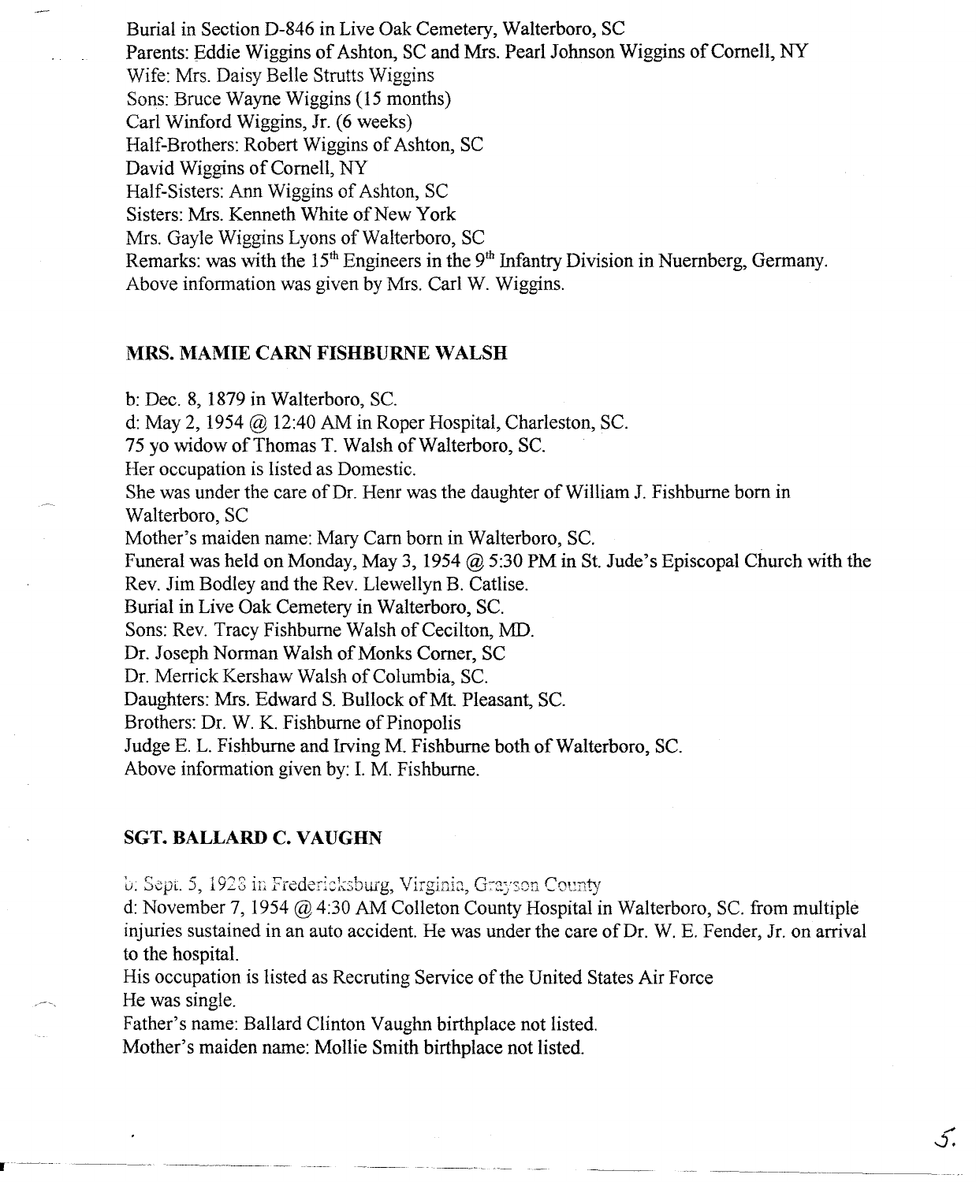Burial in Section D-846 in Live Oak Cemetery, Walterboro, SC
Parents: Eddie Wiggins of Ashton, SC and Mrs. Pearl Johnson Wiggins of Cornell, NY
Wife: Mrs. Daisy Belle Strutts Wiggins
Sons: Bruce Wayne Wiggins (15 months)
Carl Winford Wiggins, Jr. (6 weeks)
Half-Brothers: Robert Wiggins of Ashton, SC
David Wiggins of Cornell, NY
Half-Sisters: Ann Wiggins of Ashton, SC
Sisters: Mrs. Kenneth White of New York
Mrs. Gayle Wiggins Lyons of Walterboro, SC
Remarks: was with the 15th Engineers in the 9th Infantry Division in Nuernberg, Germany.
Above information was given by Mrs. Carl W. Wiggins.

### MRS. MAMIE CARN FISHBURNE WALSH

b: Dec. 8, 1879 in Walterboro, SC.
d: May 2, 1954 @ 12:40 AM in Roper Hospital, Charleston, SC.
75 yo widow of Thomas T. Walsh of Walterboro, SC.
Her occupation is listed as Domestic.
She was under the care of Dr. Henr was the daughter of William J. Fishburne born in Walterboro, SC
Mother's maiden name: Mary Carn born in Walterboro, SC.
Funeral was held on Monday, May 3, 1954 @ 5:30 PM in St. Jude's Episcopal Church with the Rev. Jim Bodley and the Rev. Llewellyn B. Catlise.
Burial in Live Oak Cemetery in Walterboro, SC.
Sons: Rev. Tracy Fishburne Walsh of Cecilton, MD.
Dr. Joseph Norman Walsh of Monks Corner, SC
Dr. Merrick Kershaw Walsh of Columbia, SC.
Daughters: Mrs. Edward S. Bullock of Mt. Pleasant, SC.
Brothers: Dr. W. K. Fishburne of Pinopolis
Judge E. L. Fishburne and Irving M. Fishburne both of Walterboro, SC.
Above information given by: I. M. Fishburne.

### SGT. BALLARD C. VAUGHN

b: Sept. 5, 1928 in Fredericksburg, Virginia, Grayson County
d: November 7, 1954 @ 4:30 AM Colleton County Hospital in Walterboro, SC. from multiple injuries sustained in an auto accident. He was under the care of Dr. W. E. Fender, Jr. on arrival to the hospital.
His occupation is listed as Recruting Service of the United States Air Force
He was single.
Father's name: Ballard Clinton Vaughn birthplace not listed.
Mother's maiden name: Mollie Smith birthplace not listed.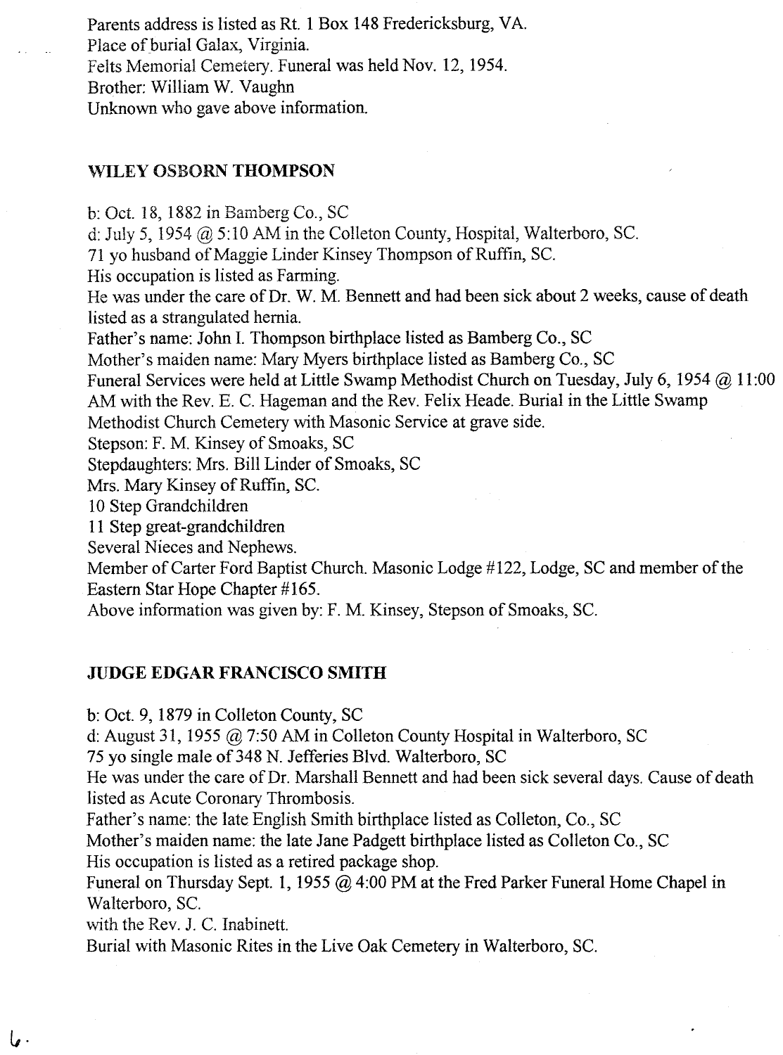Parents address is listed as Rt. 1 Box 148 Fredericksburg, VA.
Place of burial Galax, Virginia.
Felts Memorial Cemetery. Funeral was held Nov. 12, 1954.
Brother: William W. Vaughn
Unknown who gave above information.

**WILEY OSBORN THOMPSON**

b: Oct. 18, 1882 in Bamberg Co., SC
d: July 5, 1954 @ 5:10 AM in the Colleton County, Hospital, Walterboro, SC.
71 yo husband of Maggie Linder Kinsey Thompson of Ruffin, SC.
His occupation is listed as Farming.
He was under the care of Dr. W. M. Bennett and had been sick about 2 weeks, cause of death listed as a strangulated hernia.
Father's name: John I. Thompson birthplace listed as Bamberg Co., SC
Mother's maiden name: Mary Myers birthplace listed as Bamberg Co., SC
Funeral Services were held at Little Swamp Methodist Church on Tuesday, July 6, 1954 @ 11:00 AM with the Rev. E. C. Hageman and the Rev. Felix Heade. Burial in the Little Swamp Methodist Church Cemetery with Masonic Service at grave side.
Stepson: F. M. Kinsey of Smoaks, SC
Stepdaughters: Mrs. Bill Linder of Smoaks, SC
Mrs. Mary Kinsey of Ruffin, SC.
10 Step Grandchildren
11 Step great-grandchildren
Several Nieces and Nephews.
Member of Carter Ford Baptist Church. Masonic Lodge #122, Lodge, SC and member of the Eastern Star Hope Chapter #165.
Above information was given by: F. M. Kinsey, Stepson of Smoaks, SC.

**JUDGE EDGAR FRANCISCO SMITH**

b: Oct. 9, 1879 in Colleton County, SC
d: August 31, 1955 @ 7:50 AM in Colleton County Hospital in Walterboro, SC
75 yo single male of 348 N. Jefferies Blvd. Walterboro, SC
He was under the care of Dr. Marshall Bennett and had been sick several days. Cause of death listed as Acute Coronary Thrombosis.
Father's name: the late English Smith birthplace listed as Colleton, Co., SC
Mother's maiden name: the late Jane Padgett birthplace listed as Colleton Co., SC
His occupation is listed as a retired package shop.
Funeral on Thursday Sept. 1, 1955 @ 4:00 PM at the Fred Parker Funeral Home Chapel in Walterboro, SC.
with the Rev. J. C. Inabinett.
Burial with Masonic Rites in the Live Oak Cemetery in Walterboro, SC.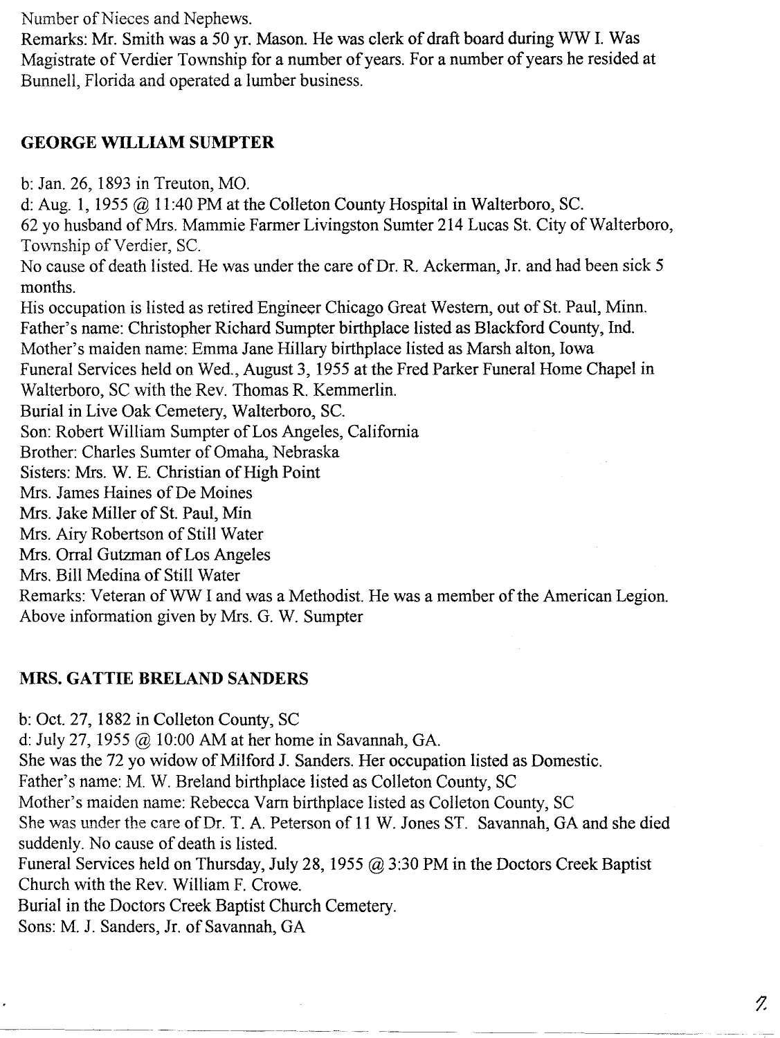Number of Nieces and Nephews.

Remarks: Mr. Smith was a 50 yr. Mason. He was clerk of draft board during WW I. Was Magistrate of Verdier Township for a number of years. For a number of years he resided at Bunnell, Florida and operated a lumber business.

## GEORGE WILLIAM SUMPTER

b: Jan. 26, 1893 in Treuton, MO.

d: Aug. 1, 1955 @ 11:40 PM at the Colleton County Hospital in Walterboro, SC.

62 yo husband of Mrs. Mammie Farmer Livingston Sumter 214 Lucas St. City of Walterboro, Township of Verdier, SC.

No cause of death listed. He was under the care of Dr. R. Ackerman, Jr. and had been sick 5 months.

His occupation is listed as retired Engineer Chicago Great Western, out of St. Paul, Minn.

Father's name: Christopher Richard Sumpter birthplace listed as Blackford County, Ind.

Mother's maiden name: Emma Jane Hillary birthplace listed as Marsh alton, Iowa

Funeral Services held on Wed., August 3, 1955 at the Fred Parker Funeral Home Chapel in Walterboro, SC with the Rev. Thomas R. Kemmerlin.

Burial in Live Oak Cemetery, Walterboro, SC.

Son: Robert William Sumpter of Los Angeles, California

Brother: Charles Sumter of Omaha, Nebraska

Sisters: Mrs. W. E. Christian of High Point

Mrs. James Haines of De Moines

Mrs. Jake Miller of St. Paul, Min

Mrs. Airy Robertson of Still Water

Mrs. Orral Gutzman of Los Angeles

Mrs. Bill Medina of Still Water

Remarks: Veteran of WW I and was a Methodist. He was a member of the American Legion.

Above information given by Mrs. G. W. Sumpter

## MRS. GATTIE BRELAND SANDERS

b: Oct. 27, 1882 in Colleton County, SC

d: July 27, 1955 @ 10:00 AM at her home in Savannah, GA.

She was the 72 yo widow of Milford J. Sanders. Her occupation listed as Domestic.

Father's name: M. W. Breland birthplace listed as Colleton County, SC

Mother's maiden name: Rebecca Varn birthplace listed as Colleton County, SC

She was under the care of Dr. T. A. Peterson of 11 W. Jones ST. Savannah, GA and she died suddenly. No cause of death is listed.

Funeral Services held on Thursday, July 28, 1955 @ 3:30 PM in the Doctors Creek Baptist Church with the Rev. William F. Crowe.

Burial in the Doctors Creek Baptist Church Cemetery.

Sons: M. J. Sanders, Jr. of Savannah, GA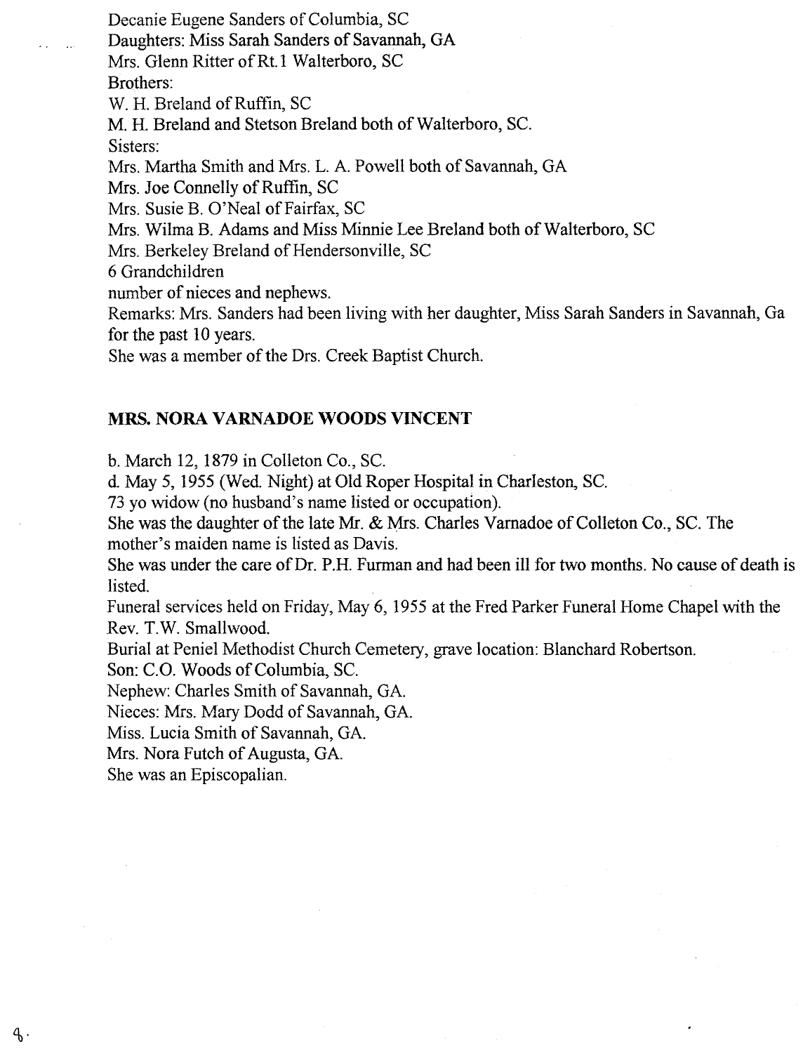Decanie Eugene Sanders of Columbia, SC
Daughters: Miss Sarah Sanders of Savannah, GA
Mrs. Glenn Ritter of Rt.1 Walterboro, SC
Brothers:
W. H. Breland of Ruffin, SC
M. H. Breland and Stetson Breland both of Walterboro, SC.
Sisters:
Mrs. Martha Smith and Mrs. L. A. Powell both of Savannah, GA
Mrs. Joe Connelly of Ruffin, SC
Mrs. Susie B. O'Neal of Fairfax, SC
Mrs. Wilma B. Adams and Miss Minnie Lee Breland both of Walterboro, SC
Mrs. Berkeley Breland of Hendersonville, SC
6 Grandchildren
number of nieces and nephews.
Remarks: Mrs. Sanders had been living with her daughter, Miss Sarah Sanders in Savannah, Ga for the past 10 years.
She was a member of the Drs. Creek Baptist Church.

## MRS. NORA VARNADOE WOODS VINCENT

b. March 12, 1879 in Colleton Co., SC.
d. May 5, 1955 (Wed. Night) at Old Roper Hospital in Charleston, SC.
73 yo widow (no husband's name listed or occupation).
She was the daughter of the late Mr. & Mrs. Charles Varnadoe of Colleton Co., SC. The mother's maiden name is listed as Davis.
She was under the care of Dr. P.H. Furman and had been ill for two months. No cause of death is listed.
Funeral services held on Friday, May 6, 1955 at the Fred Parker Funeral Home Chapel with the Rev. T.W. Smallwood.
Burial at Peniel Methodist Church Cemetery, grave location: Blanchard Robertson.
Son: C.O. Woods of Columbia, SC.
Nephew: Charles Smith of Savannah, GA.
Nieces: Mrs. Mary Dodd of Savannah, GA.
Miss. Lucia Smith of Savannah, GA.
Mrs. Nora Futch of Augusta, GA.
She was an Episcopalian.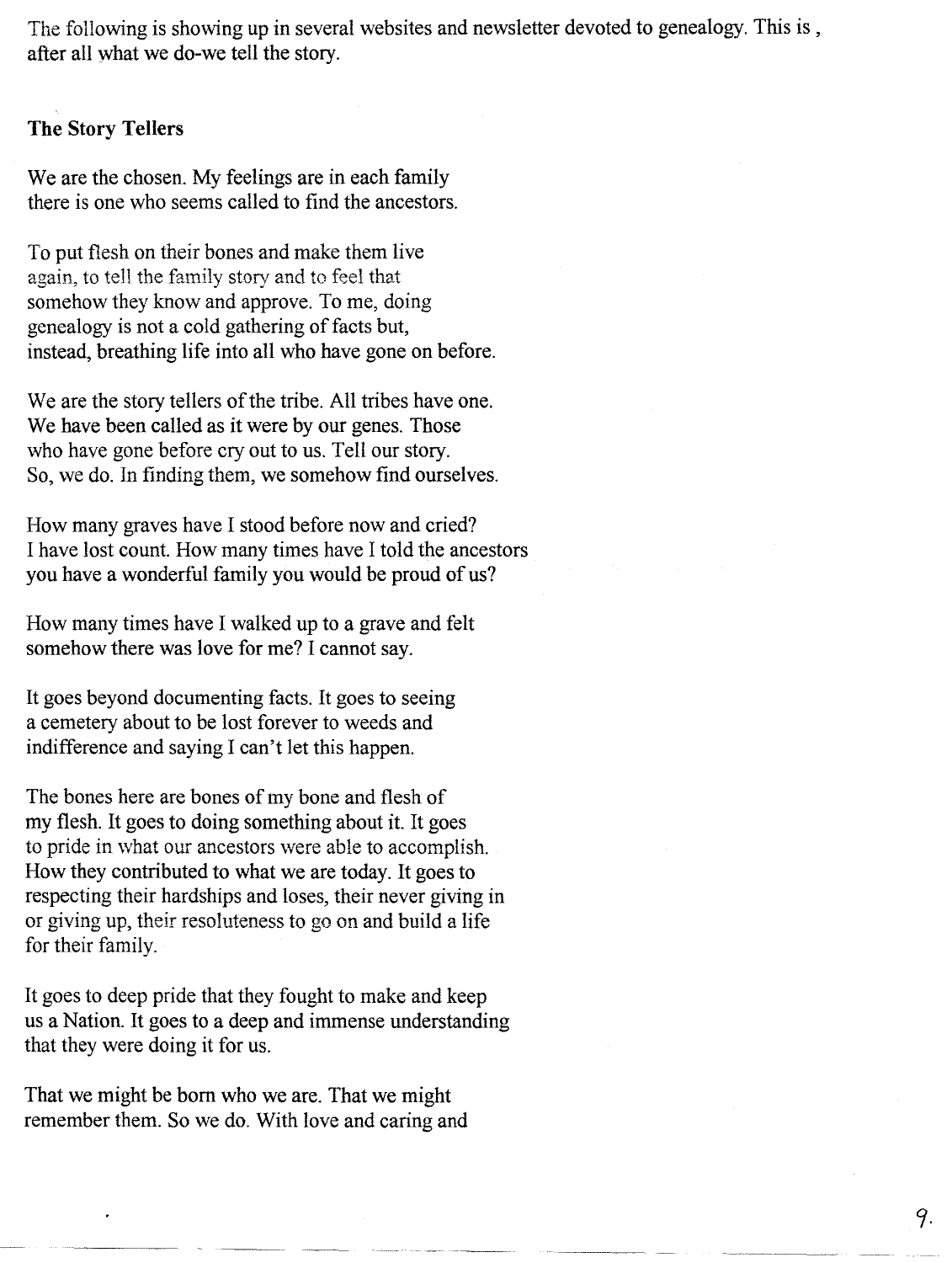The following is showing up in several websites and newsletter devoted to genealogy. This is , after all what we do-we tell the story.

**The Story Tellers**

We are the chosen. My feelings are in each family
there is one who seems called to find the ancestors.

To put flesh on their bones and make them live
again, to tell the family story and to feel that
somehow they know and approve. To me, doing
genealogy is not a cold gathering of facts but,
instead, breathing life into all who have gone on before.

We are the story tellers of the tribe. All tribes have one.
We have been called as it were by our genes. Those
who have gone before cry out to us. Tell our story.
So, we do. In finding them, we somehow find ourselves.

How many graves have I stood before now and cried?
I have lost count. How many times have I told the ancestors
you have a wonderful family you would be proud of us?

How many times have I walked up to a grave and felt
somehow there was love for me? I cannot say.

It goes beyond documenting facts. It goes to seeing
a cemetery about to be lost forever to weeds and
indifference and saying I can't let this happen.

The bones here are bones of my bone and flesh of
my flesh. It goes to doing something about it. It goes
to pride in what our ancestors were able to accomplish.
How they contributed to what we are today. It goes to
respecting their hardships and loses, their never giving in
or giving up, their resoluteness to go on and build a life
for their family.

It goes to deep pride that they fought to make and keep
us a Nation. It goes to a deep and immense understanding
that they were doing it for us.

That we might be born who we are. That we might
remember them. So we do. With love and caring and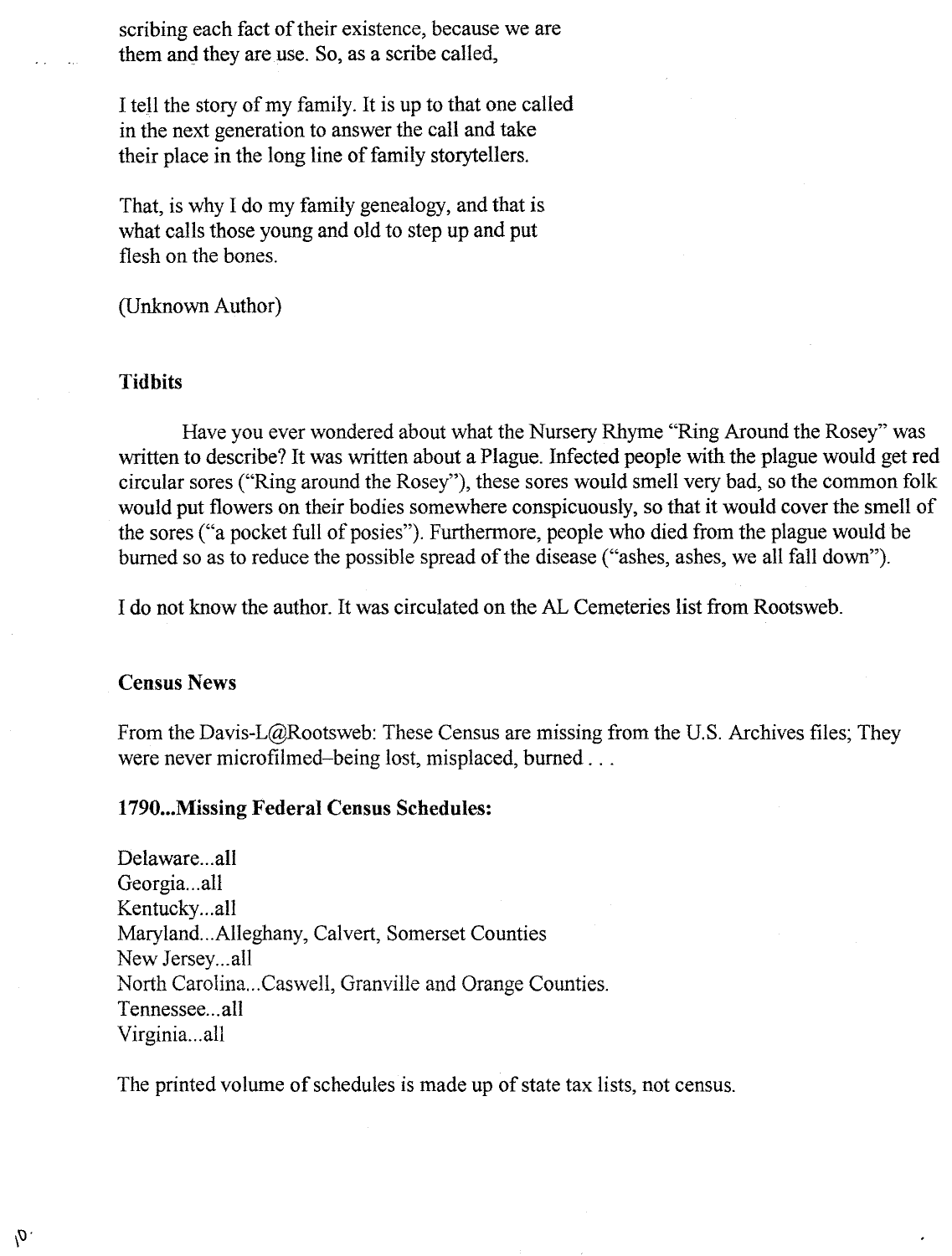scribing each fact of their existence, because we are
them and they are use. So, as a scribe called,

I tell the story of my family. It is up to that one called
in the next generation to answer the call and take
their place in the long line of family storytellers.

That, is why I do my family genealogy, and that is
what calls those young and old to step up and put
flesh on the bones.

(Unknown Author)

### Tidbits

Have you ever wondered about what the Nursery Rhyme "Ring Around the Rosey" was written to describe? It was written about a Plague. Infected people with the plague would get red circular sores ("Ring around the Rosey"), these sores would smell very bad, so the common folk would put flowers on their bodies somewhere conspicuously, so that it would cover the smell of the sores ("a pocket full of posies"). Furthermore, people who died from the plague would be burned so as to reduce the possible spread of the disease ("ashes, ashes, we all fall down").

I do not know the author. It was circulated on the AL Cemeteries list from Rootsweb.

### Census News

From the Davis-L@Rootsweb: These Census are missing from the U.S. Archives files; They were never microfilmed–being lost, misplaced, burned . . .

**1790...Missing Federal Census Schedules:**

Delaware...all
Georgia...all
Kentucky...all
Maryland...Alleghany, Calvert, Somerset Counties
New Jersey...all
North Carolina...Caswell, Granville and Orange Counties.
Tennessee...all
Virginia...all

The printed volume of schedules is made up of state tax lists, not census.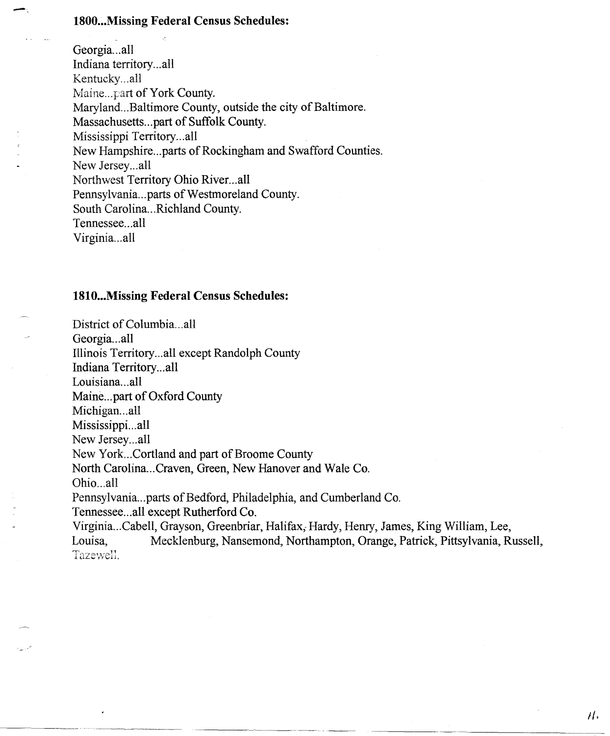**1800...Missing Federal Census Schedules:**

Georgia...all
Indiana territory...all
Kentucky...all
Maine...part of York County.
Maryland...Baltimore County, outside the city of Baltimore.
Massachusetts...part of Suffolk County.
Mississippi Territory...all
New Hampshire...parts of Rockingham and Swafford Counties.
New Jersey...all
Northwest Territory Ohio River...all
Pennsylvania...parts of Westmoreland County.
South Carolina...Richland County.
Tennessee...all
Virginia...all

**1810...Missing Federal Census Schedules:**

District of Columbia...all
Georgia...all
Illinois Territory...all except Randolph County
Indiana Territory...all
Louisiana...all
Maine...part of Oxford County
Michigan...all
Mississippi...all
New Jersey...all
New York...Cortland and part of Broome County
North Carolina...Craven, Green, New Hanover and Wale Co.
Ohio...all
Pennsylvania...parts of Bedford, Philadelphia, and Cumberland Co.
Tennessee...all except Rutherford Co.
Virginia...Cabell, Grayson, Greenbriar, Halifax, Hardy, Henry, James, King William, Lee, Louisa, Mecklenburg, Nansemond, Northampton, Orange, Patrick, Pittsylvania, Russell, Tazewell.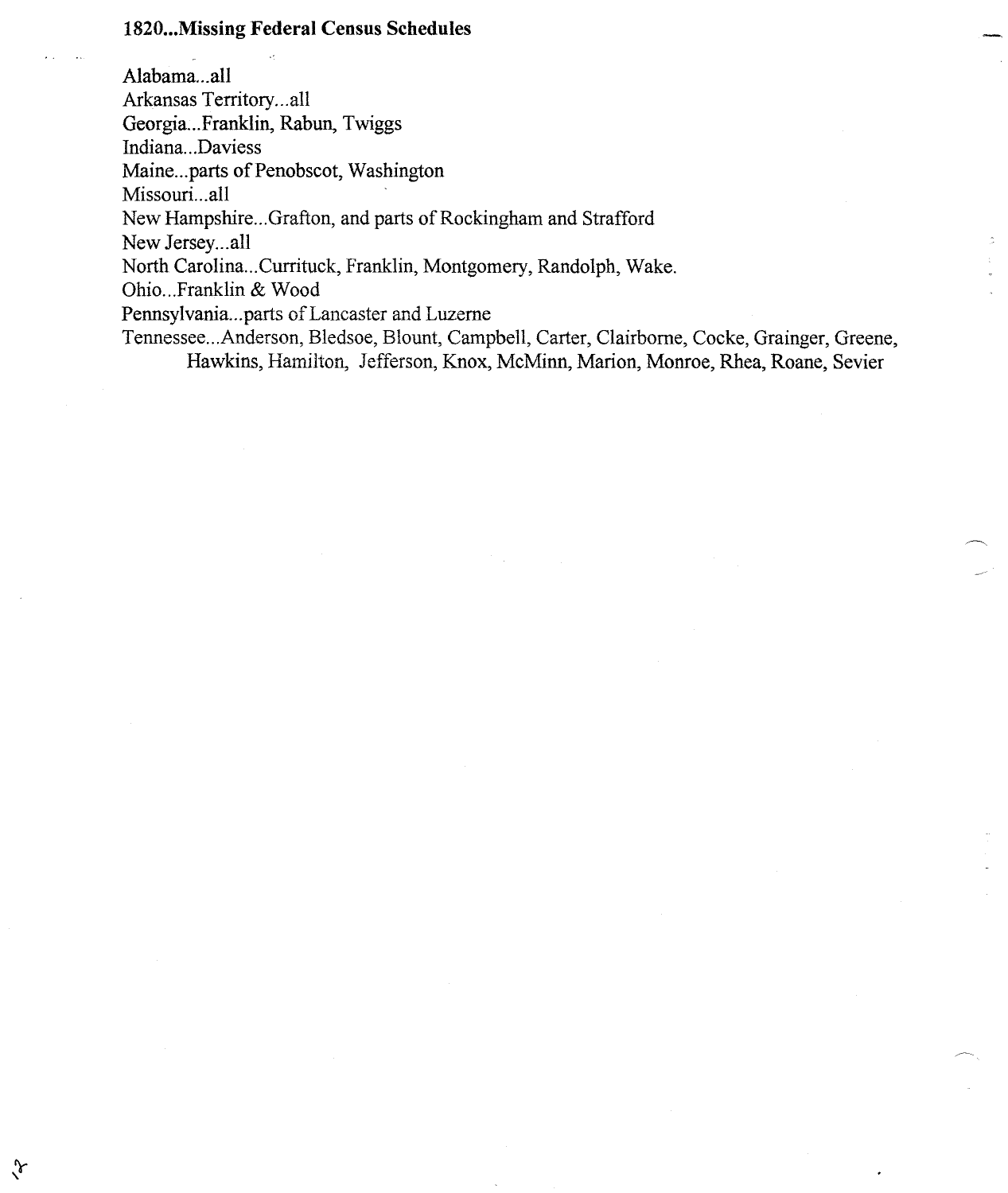**1820...Missing Federal Census Schedules**

Alabama...all
Arkansas Territory...all
Georgia...Franklin, Rabun, Twiggs
Indiana...Daviess
Maine...parts of Penobscot, Washington
Missouri...all
New Hampshire...Grafton, and parts of Rockingham and Strafford
New Jersey...all
North Carolina...Currituck, Franklin, Montgomery, Randolph, Wake.
Ohio...Franklin & Wood
Pennsylvania...parts of Lancaster and Luzerne
Tennessee...Anderson, Bledsoe, Blount, Campbell, Carter, Clairborne, Cocke, Grainger, Greene, Hawkins, Hamilton, Jefferson, Knox, McMinn, Marion, Monroe, Rhea, Roane, Sevier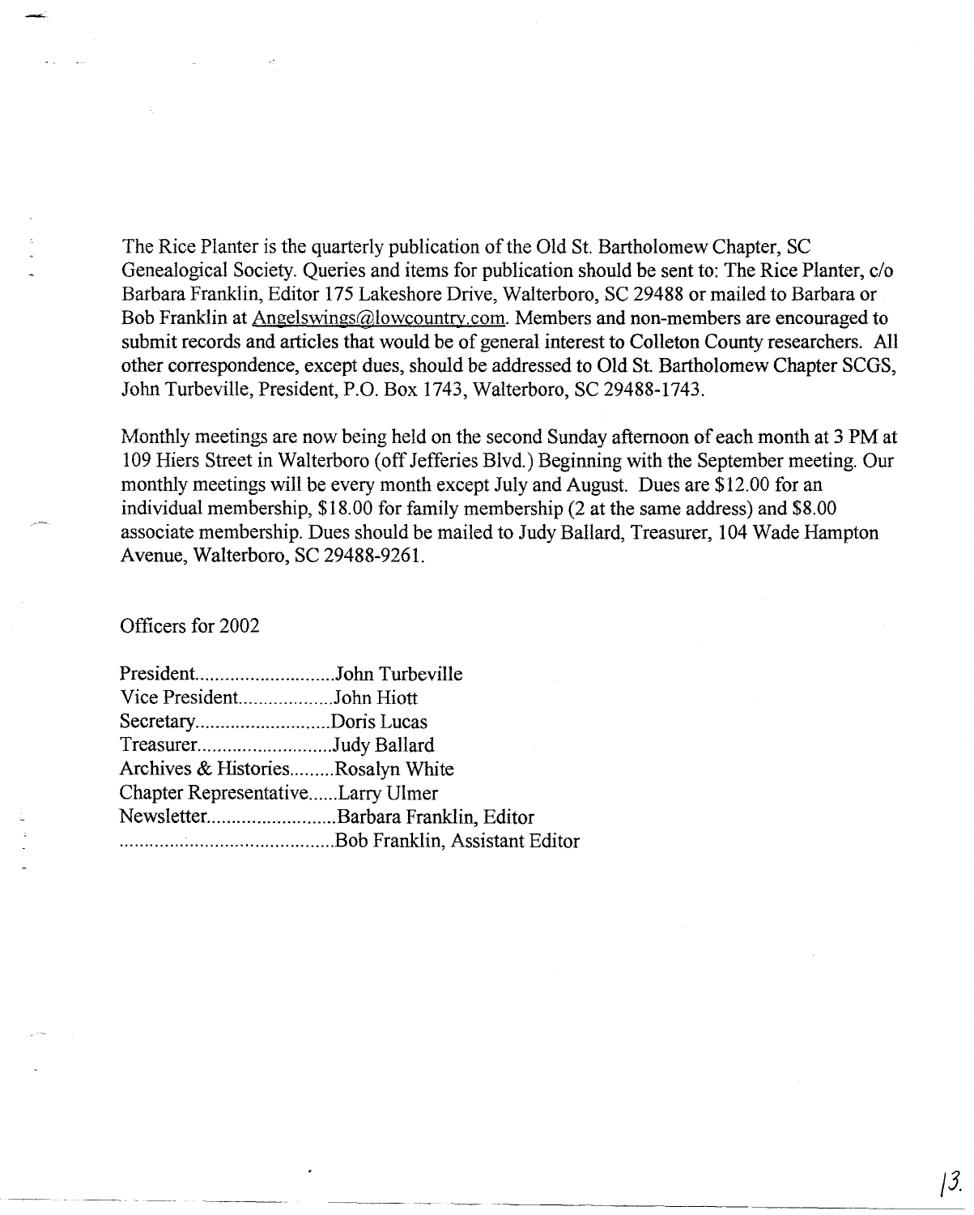The Rice Planter is the quarterly publication of the Old St. Bartholomew Chapter, SC Genealogical Society. Queries and items for publication should be sent to: The Rice Planter, c/o Barbara Franklin, Editor 175 Lakeshore Drive, Walterboro, SC 29488 or mailed to Barbara or Bob Franklin at Angelswings@lowcountry.com. Members and non-members are encouraged to submit records and articles that would be of general interest to Colleton County researchers. All other correspondence, except dues, should be addressed to Old St. Bartholomew Chapter SCGS, John Turbeville, President, P.O. Box 1743, Walterboro, SC 29488-1743.

Monthly meetings are now being held on the second Sunday afternoon of each month at 3 PM at 109 Hiers Street in Walterboro (off Jefferies Blvd.) Beginning with the September meeting. Our monthly meetings will be every month except July and August. Dues are $12.00 for an individual membership, $18.00 for family membership (2 at the same address) and $8.00 associate membership. Dues should be mailed to Judy Ballard, Treasurer, 104 Wade Hampton Avenue, Walterboro, SC 29488-9261.

Officers for 2002

President............................John Turbeville
Vice President...................John Hiott
Secretary...........................Doris Lucas
Treasurer...........................Judy Ballard
Archives & Histories.........Rosalyn White
Chapter Representative......Larry Ulmer
Newsletter..........................Barbara Franklin, Editor
...........................................Bob Franklin, Assistant Editor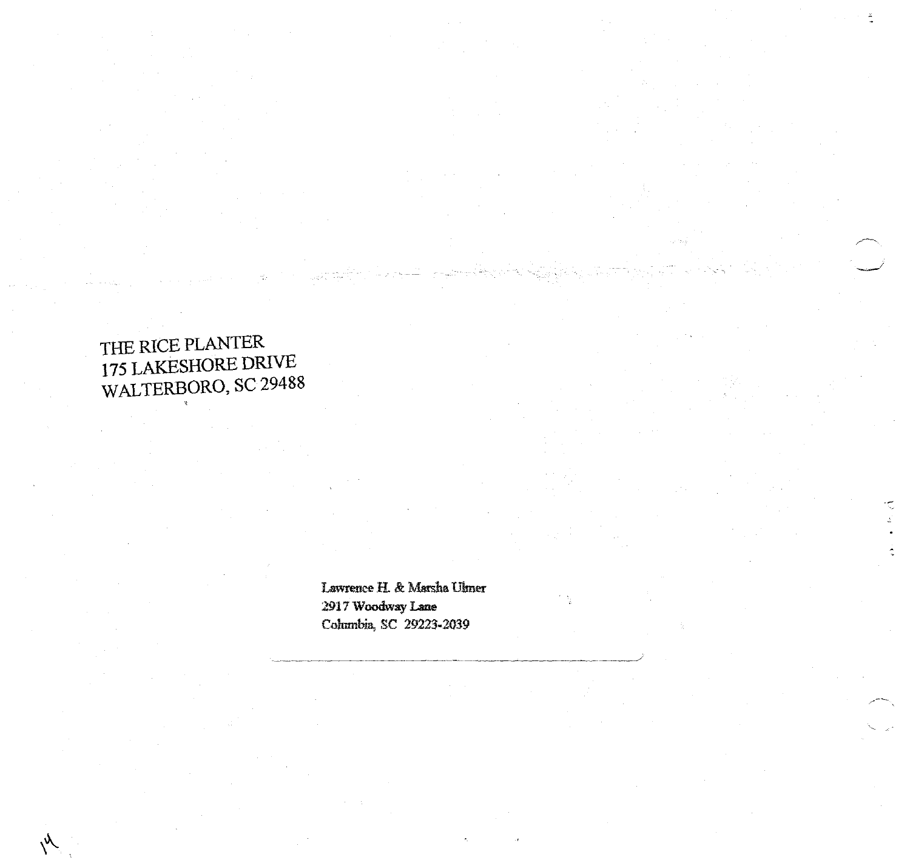THE RICE PLANTER
175 LAKESHORE DRIVE
WALTERBORO, SC 29488

Lawrence H. & Marsha Ulmer
2917 Woodway Lane
Columbia, SC 29223-2039